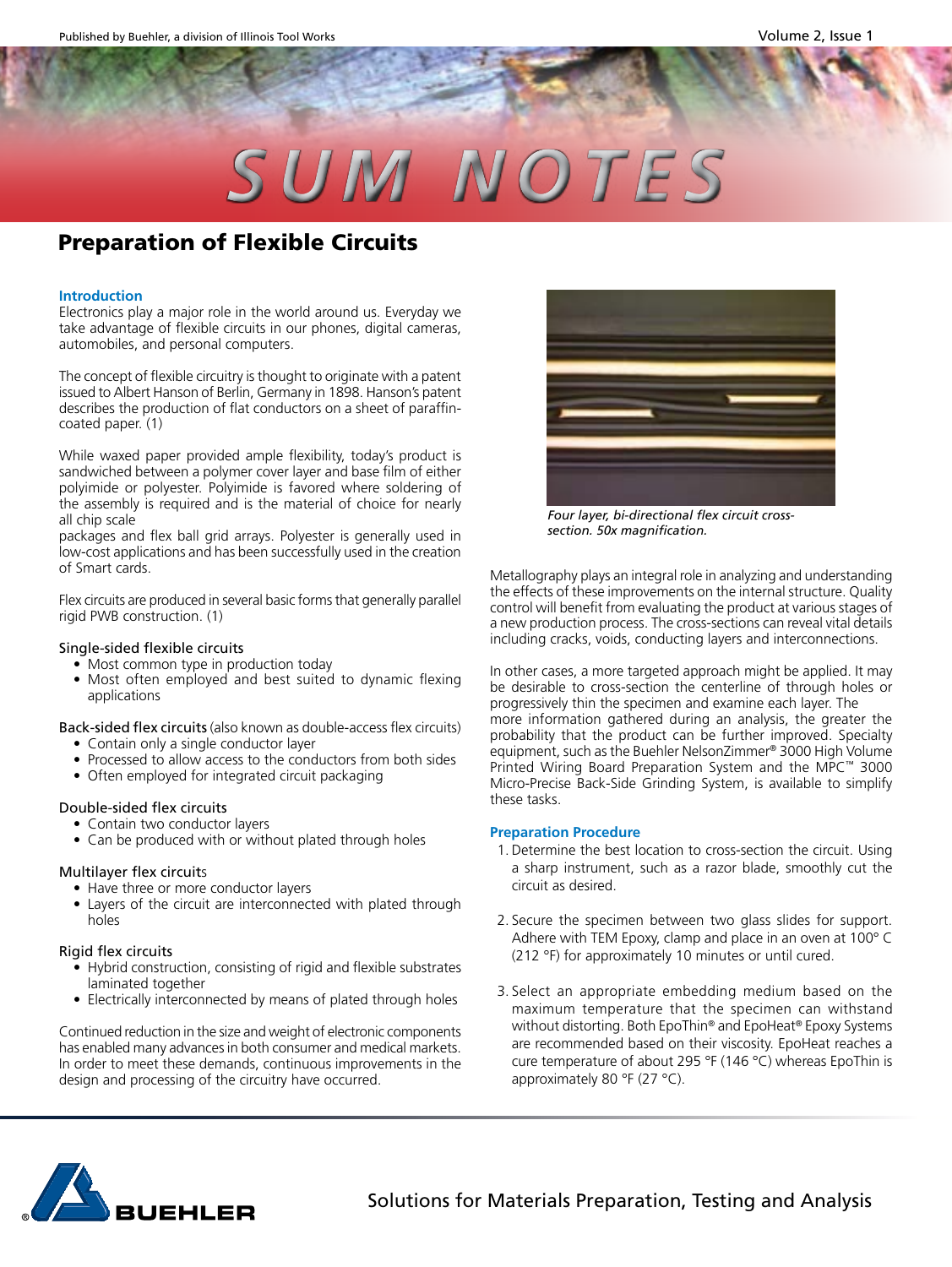# SUM NOTES

## Preparation of Flexible Circuits

### Introduction

Electronics play a major role in the world around us. Everyday we take advantage of flexible circuits in our phones, digital cameras, automobiles, and personal computers.

The concept of flexible circuitry is thought to originate with a patent issued to Albert Hanson of Berlin, Germany in 1898. Hanson's patent describes the production of flat conductors on a sheet of paraffin-coated paper. (1)

While waxed paper provided ample flexibility, today's product is sandwiched between a polymer cover layer and base film of either polyimide or polyester. Polyimide is favored where soldering of the assembly is required and is the material of choice for nearly all chip scale packages and flex ball grid arrays. Polyester is generally used in low-cost applications and has been successfully used in the creation of Smart cards.

Flex circuits are produced in several basic forms that generally parallel rigid PWB construction. (1)

Single-sided flexible circuits
- Most common type in production today
- Most often employed and best suited to dynamic flexing applications

Back-sided flex circuits (also known as double-access flex circuits)
- Contain only a single conductor layer
- Processed to allow access to the conductors from both sides
- Often employed for integrated circuit packaging

Double-sided flex circuits
- Contain two conductor layers
- Can be produced with or without plated through holes

Multilayer flex circuits
- Have three or more conductor layers
- Layers of the circuit are interconnected with plated through holes

Rigid flex circuits
- Hybrid construction, consisting of rigid and flexible substrates laminated together
- Electrically interconnected by means of plated through holes

Continued reduction in the size and weight of electronic components has enabled many advances in both consumer and medical markets. In order to meet these demands, continuous improvements in the design and processing of the circuitry have occurred.

*Four layer, bi-directional flex circuit cross-section. 50x magnification.*

Metallography plays an integral role in analyzing and understanding the effects of these improvements on the internal structure. Quality control will benefit from evaluating the product at various stages of a new production process. The cross-sections can reveal vital details including cracks, voids, conducting layers and interconnections.

In other cases, a more targeted approach might be applied. It may be desirable to cross-section the centerline of through holes or progressively thin the specimen and examine each layer. The more information gathered during an analysis, the greater the probability that the product can be further improved. Specialty equipment, such as the Buehler NelsonZimmer® 3000 High Volume Printed Wiring Board Preparation System and the MPC™ 3000 Micro-Precise Back-Side Grinding System, is available to simplify these tasks.

### Preparation Procedure

1. Determine the best location to cross-section the circuit. Using a sharp instrument, such as a razor blade, smoothly cut the circuit as desired.
2. Secure the specimen between two glass slides for support. Adhere with TEM Epoxy, clamp and place in an oven at 100° C (212 °F) for approximately 10 minutes or until cured.
3. Select an appropriate embedding medium based on the maximum temperature that the specimen can withstand without distorting. Both EpoThin® and EpoHeat® Epoxy Systems are recommended based on their viscosity. EpoHeat reaches a cure temperature of about 295 °F (146 °C) whereas EpoThin is approximately 80 °F (27 °C).

Solutions for Materials Preparation, Testing and Analysis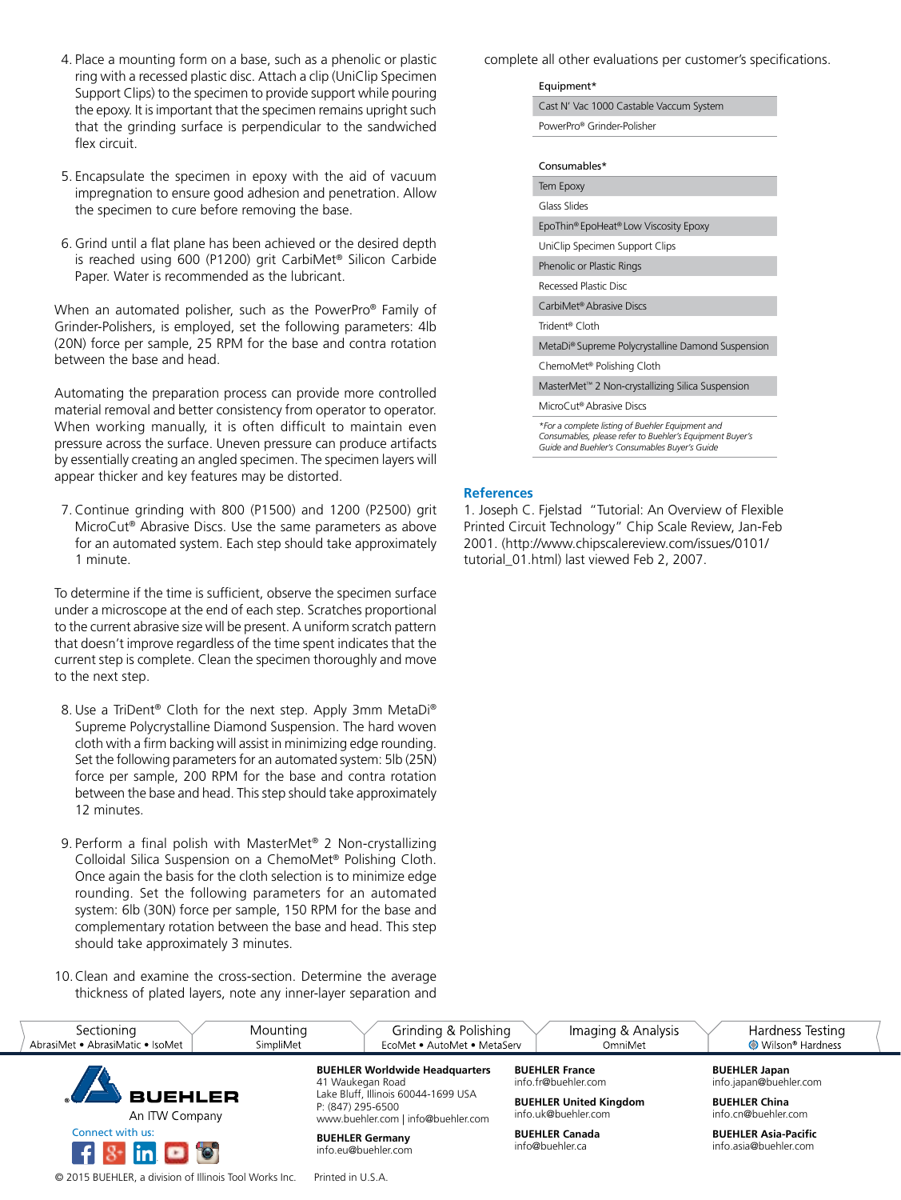4. Place a mounting form on a base, such as a phenolic or plastic ring with a recessed plastic disc. Attach a clip (UniClip Specimen Support Clips) to the specimen to provide support while pouring the epoxy. It is important that the specimen remains upright such that the grinding surface is perpendicular to the sandwiched flex circuit.

5. Encapsulate the specimen in epoxy with the aid of vacuum impregnation to ensure good adhesion and penetration. Allow the specimen to cure before removing the base.

6. Grind until a flat plane has been achieved or the desired depth is reached using 600 (P1200) grit CarbiMet® Silicon Carbide Paper. Water is recommended as the lubricant.

When an automated polisher, such as the PowerPro® Family of Grinder-Polishers, is employed, set the following parameters: 4lb (20N) force per sample, 25 RPM for the base and contra rotation between the base and head.

Automating the preparation process can provide more controlled material removal and better consistency from operator to operator. When working manually, it is often difficult to maintain even pressure across the surface. Uneven pressure can produce artifacts by essentially creating an angled specimen. The specimen layers will appear thicker and key features may be distorted.

7. Continue grinding with 800 (P1500) and 1200 (P2500) grit MicroCut® Abrasive Discs. Use the same parameters as above for an automated system. Each step should take approximately 1 minute.

To determine if the time is sufficient, observe the specimen surface under a microscope at the end of each step. Scratches proportional to the current abrasive size will be present. A uniform scratch pattern that doesn't improve regardless of the time spent indicates that the current step is complete. Clean the specimen thoroughly and move to the next step.

8. Use a TriDent® Cloth for the next step. Apply 3mm MetaDi® Supreme Polycrystalline Diamond Suspension. The hard woven cloth with a firm backing will assist in minimizing edge rounding. Set the following parameters for an automated system: 5lb (25N) force per sample, 200 RPM for the base and contra rotation between the base and head. This step should take approximately 12 minutes.

9. Perform a final polish with MasterMet® 2 Non-crystallizing Colloidal Silica Suspension on a ChemoMet® Polishing Cloth. Once again the basis for the cloth selection is to minimize edge rounding. Set the following parameters for an automated system: 6lb (30N) force per sample, 150 RPM for the base and complementary rotation between the base and head. This step should take approximately 3 minutes.

10. Clean and examine the cross-section. Determine the average thickness of plated layers, note any inner-layer separation and complete all other evaluations per customer's specifications.

| Equipment* |
|---|
| Cast N' Vac 1000 Castable Vaccum System |
| PowerPro® Grinder-Polisher |

| Consumables* |
|---|
| Tem Epoxy |
| Glass Slides |
| EpoThin® EpoHeat® Low Viscosity Epoxy |
| UniClip Specimen Support Clips |
| Phenolic or Plastic Rings |
| Recessed Plastic Disc |
| CarbiMet® Abrasive Discs |
| Trident® Cloth |
| MetaDi® Supreme Polycrystalline Damond Suspension |
| ChemoMet® Polishing Cloth |
| MasterMet™ 2 Non-crystallizing Silica Suspension |
| MicroCut® Abrasive Discs |

*For a complete listing of Buehler Equipment and Consumables, please refer to Buehler's Equipment Buyer's Guide and Buehler's Consumables Buyer's Guide*

## References

1. Joseph C. Fjelstad "Tutorial: An Overview of Flexible Printed Circuit Technology" Chip Scale Review, Jan-Feb 2001. (http://www.chipscalereview.com/issues/0101/tutorial_01.html) last viewed Feb 2, 2007.

Sectioning — AbrasiMet • AbrasiMatic • IsoMet | Mounting — SimpliMet | Grinding & Polishing — EcoMet • AutoMet • MetaServ | Imaging & Analysis — OmniMet | Hardness Testing — Wilson® Hardness

BUEHLER
An ITW Company

Connect with us:

**BUEHLER Worldwide Headquarters**
41 Waukegan Road
Lake Bluff, Illinois 60044-1699 USA
P: (847) 295-6500
www.buehler.com | info@buehler.com

**BUEHLER Germany**
info.eu@buehler.com

**BUEHLER France**
info.fr@buehler.com

**BUEHLER United Kingdom**
info.uk@buehler.com

**BUEHLER Canada**
info@buehler.ca

**BUEHLER Japan**
info.japan@buehler.com

**BUEHLER China**
info.cn@buehler.com

**BUEHLER Asia-Pacific**
info.asia@buehler.com

© 2015 BUEHLER, a division of Illinois Tool Works Inc. Printed in U.S.A.